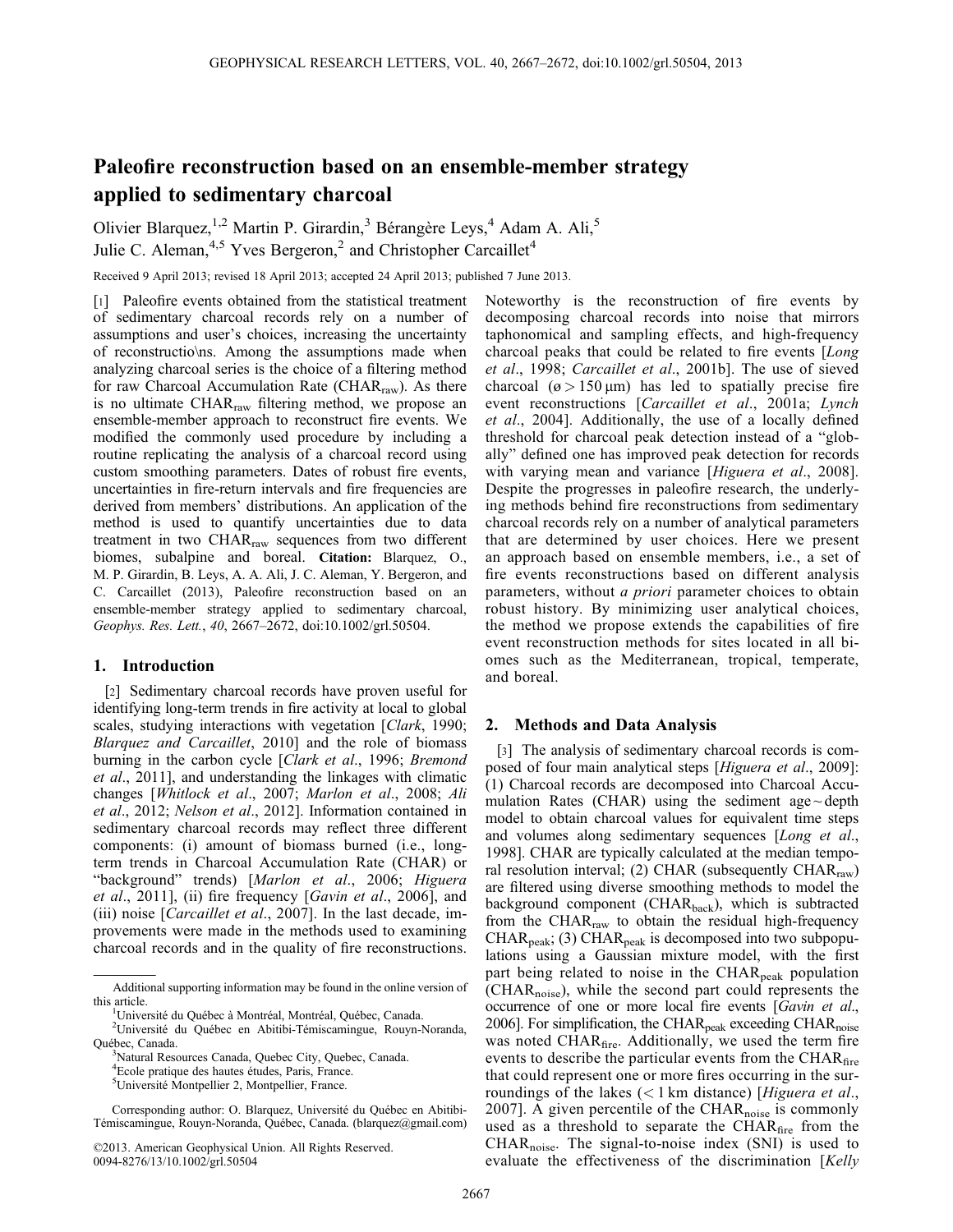# Paleofire reconstruction based on an ensemble-member strategy applied to sedimentary charcoal

Olivier Blarquez,[1,2] Martin P. Girardin,[3] Bérangère Leys,[4] Adam A. Ali,[5] Julie C. Aleman,[4,5] Yves Bergeron,[2] and Christopher Carcaillet[4]

Received 9 April 2013; revised 18 April 2013; accepted 24 April 2013; published 7 June 2013.

[1] Paleofire events obtained from the statistical treatment of sedimentary charcoal records rely on a number of assumptions and user's choices, increasing the uncertainty of reconstructio\ns. Among the assumptions made when analyzing charcoal series is the choice of a filtering method for raw Charcoal Accumulation Rate ($CHAR_{raw}$). As there is no ultimate $CHAR_{raw}$ filtering method, we propose an ensemble-member approach to reconstruct fire events. We modified the commonly used procedure by including a routine replicating the analysis of a charcoal record using custom smoothing parameters. Dates of robust fire events, uncertainties in fire-return intervals and fire frequencies are derived from members' distributions. An application of the method is used to quantify uncertainties due to data treatment in two $CHAR_{raw}$ sequences from two different biomes, subalpine and boreal. **Citation:** Blarquez, O., M. P. Girardin, B. Leys, A. A. Ali, J. C. Aleman, Y. Bergeron, and C. Carcaillet (2013), Paleofire reconstruction based on an ensemble-member strategy applied to sedimentary charcoal, *Geophys. Res. Lett.*, *40*, 2667–2672, doi:10.1002/grl.50504.

## 1. Introduction

[2] Sedimentary charcoal records have proven useful for identifying long-term trends in fire activity at local to global scales, studying interactions with vegetation [*Clark*, 1990; *Blarquez and Carcaillet*, 2010] and the role of biomass burning in the carbon cycle [*Clark et al*., 1996; *Bremond et al*., 2011], and understanding the linkages with climatic changes [*Whitlock et al*., 2007; *Marlon et al*., 2008; *Ali et al*., 2012; *Nelson et al*., 2012]. Information contained in sedimentary charcoal records may reflect three different components: (i) amount of biomass burned (i.e., long-term trends in Charcoal Accumulation Rate (CHAR) or "background" trends) [*Marlon et al*., 2006; *Higuera et al*., 2011], (ii) fire frequency [*Gavin et al*., 2006], and (iii) noise [*Carcaillet et al*., 2007]. In the last decade, improvements were made in the methods used to examining charcoal records and in the quality of fire reconstructions. Noteworthy is the reconstruction of fire events by decomposing charcoal records into noise that mirrors taphonomical and sampling effects, and high-frequency charcoal peaks that could be related to fire events [*Long et al*., 1998; *Carcaillet et al*., 2001b]. The use of sieved charcoal (ø > 150 µm) has led to spatially precise fire event reconstructions [*Carcaillet et al*., 2001a; *Lynch et al*., 2004]. Additionally, the use of a locally defined threshold for charcoal peak detection instead of a "globally" defined one has improved peak detection for records with varying mean and variance [*Higuera et al*., 2008]. Despite the progresses in paleofire research, the underlying methods behind fire reconstructions from sedimentary charcoal records rely on a number of analytical parameters that are determined by user choices. Here we present an approach based on ensemble members, i.e., a set of fire events reconstructions based on different analysis parameters, without *a priori* parameter choices to obtain robust history. By minimizing user analytical choices, the method we propose extends the capabilities of fire event reconstruction methods for sites located in all biomes such as the Mediterranean, tropical, temperate, and boreal.

## 2. Methods and Data Analysis

[3] The analysis of sedimentary charcoal records is composed of four main analytical steps [*Higuera et al*., 2009]: (1) Charcoal records are decomposed into Charcoal Accumulation Rates (CHAR) using the sediment age ~ depth model to obtain charcoal values for equivalent time steps and volumes along sedimentary sequences [*Long et al*., 1998]. CHAR are typically calculated at the median temporal resolution interval; (2) CHAR (subsequently $CHAR_{raw}$) are filtered using diverse smoothing methods to model the background component ($CHAR_{back}$), which is subtracted from the $CHAR_{raw}$ to obtain the residual high-frequency $CHAR_{peak}$; (3) $CHAR_{peak}$ is decomposed into two subpopulations using a Gaussian mixture model, with the first part being related to noise in the $CHAR_{peak}$ population ($CHAR_{noise}$), while the second part could represents the occurrence of one or more local fire events [*Gavin et al*., 2006]. For simplification, the $CHAR_{peak}$ exceeding $CHAR_{noise}$ was noted $CHAR_{fire}$. Additionally, we used the term fire events to describe the particular events from the $CHAR_{fire}$ that could represent one or more fires occurring in the surroundings of the lakes (< 1 km distance) [*Higuera et al*., 2007]. A given percentile of the $CHAR_{noise}$ is commonly used as a threshold to separate the $CHAR_{fire}$ from the $CHAR_{noise}$. The signal-to-noise index (SNI) is used to evaluate the effectiveness of the discrimination [*Kelly*

---

Additional supporting information may be found in the online version of this article.

[1]Université du Québec à Montréal, Montréal, Québec, Canada.
[2]Université du Québec en Abitibi-Témiscamingue, Rouyn-Noranda, Québec, Canada.
[3]Natural Resources Canada, Quebec City, Quebec, Canada.
[4]Ecole pratique des hautes études, Paris, France.
[5]Université Montpellier 2, Montpellier, France.

Corresponding author: O. Blarquez, Université du Québec en Abitibi-Témiscamingue, Rouyn-Noranda, Québec, Canada. (blarquez@gmail.com)

©2013. American Geophysical Union. All Rights Reserved.
0094-8276/13/10.1002/grl.50504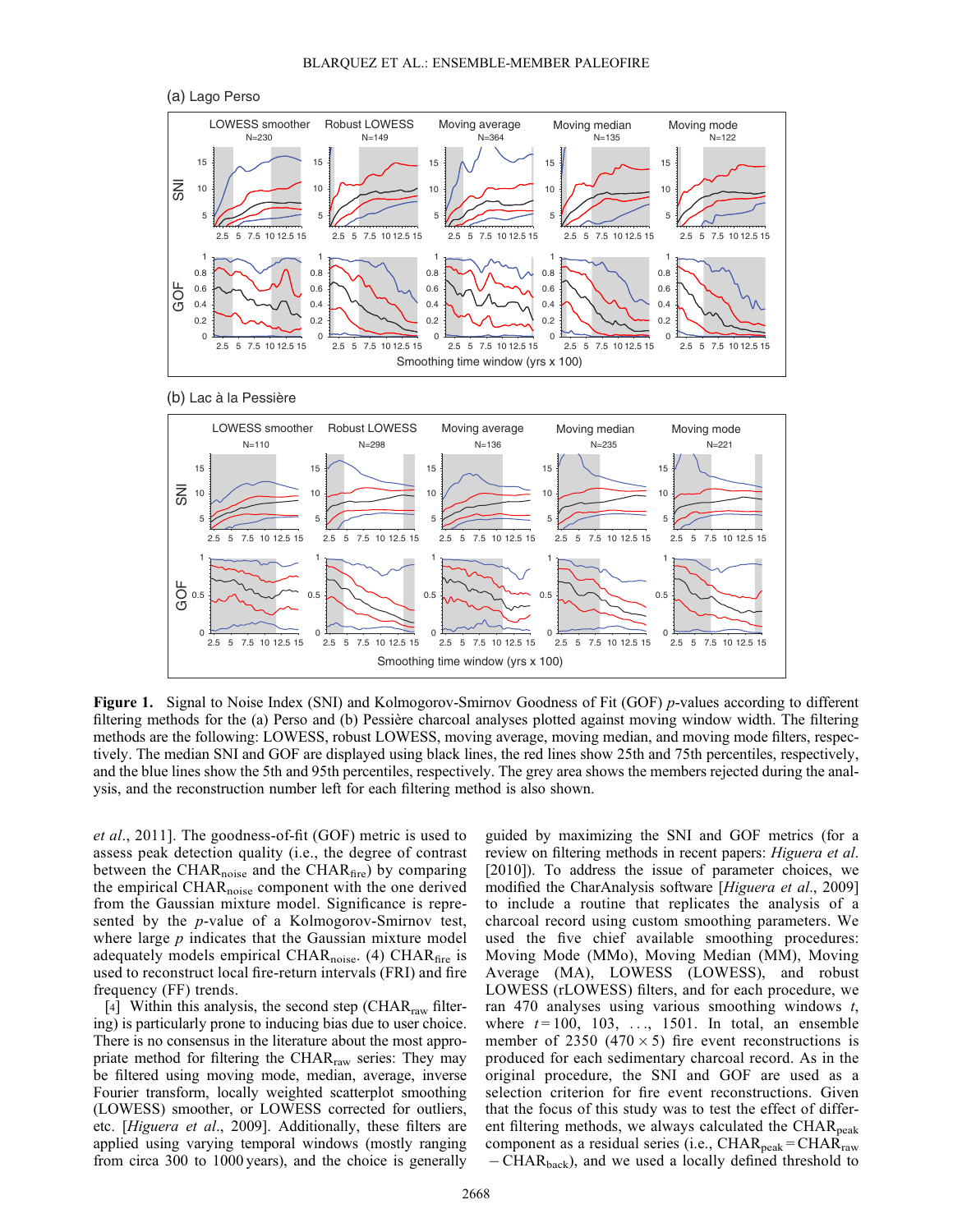**Figure 1.** Signal to Noise Index (SNI) and Kolmogorov-Smirnov Goodness of Fit (GOF) *p*-values according to different filtering methods for the (a) Perso and (b) Pessière charcoal analyses plotted against moving window width. The filtering methods are the following: LOWESS, robust LOWESS, moving average, moving median, and moving mode filters, respectively. The median SNI and GOF are displayed using black lines, the red lines show 25th and 75th percentiles, respectively, and the blue lines show the 5th and 95th percentiles, respectively. The grey area shows the members rejected during the analysis, and the reconstruction number left for each filtering method is also shown.

*et al.*, 2011]. The goodness-of-fit (GOF) metric is used to assess peak detection quality (i.e., the degree of contrast between the $CHAR_{noise}$ and the $CHAR_{fire}$) by comparing the empirical $CHAR_{noise}$ component with the one derived from the Gaussian mixture model. Significance is represented by the *p*-value of a Kolmogorov-Smirnov test, where large *p* indicates that the Gaussian mixture model adequately models empirical $CHAR_{noise}$. (4) $CHAR_{fire}$ is used to reconstruct local fire-return intervals (FRI) and fire frequency (FF) trends.

[4] Within this analysis, the second step ($CHAR_{raw}$ filtering) is particularly prone to inducing bias due to user choice. There is no consensus in the literature about the most appropriate method for filtering the $CHAR_{raw}$ series: They may be filtered using moving mode, median, average, inverse Fourier transform, locally weighted scatterplot smoothing (LOWESS) smoother, or LOWESS corrected for outliers, etc. [*Higuera et al.*, 2009]. Additionally, these filters are applied using varying temporal windows (mostly ranging from circa 300 to 1000 years), and the choice is generally guided by maximizing the SNI and GOF metrics (for a review on filtering methods in recent papers: *Higuera et al.* [2010]). To address the issue of parameter choices, we modified the CharAnalysis software [*Higuera et al.*, 2009] to include a routine that replicates the analysis of a charcoal record using custom smoothing parameters. We used the five chief available smoothing procedures: Moving Mode (MMo), Moving Median (MM), Moving Average (MA), LOWESS (LOWESS), and robust LOWESS (rLOWESS) filters, and for each procedure, we ran 470 analyses using various smoothing windows *t*, where $t = 100, 103, \ldots, 1501$. In total, an ensemble member of 2350 ($470 \times 5$) fire event reconstructions is produced for each sedimentary charcoal record. As in the original procedure, the SNI and GOF are used as a selection criterion for fire event reconstructions. Given that the focus of this study was to test the effect of different filtering methods, we always calculated the $CHAR_{peak}$ component as a residual series (i.e., $CHAR_{peak} = CHAR_{raw} - CHAR_{back}$), and we used a locally defined threshold to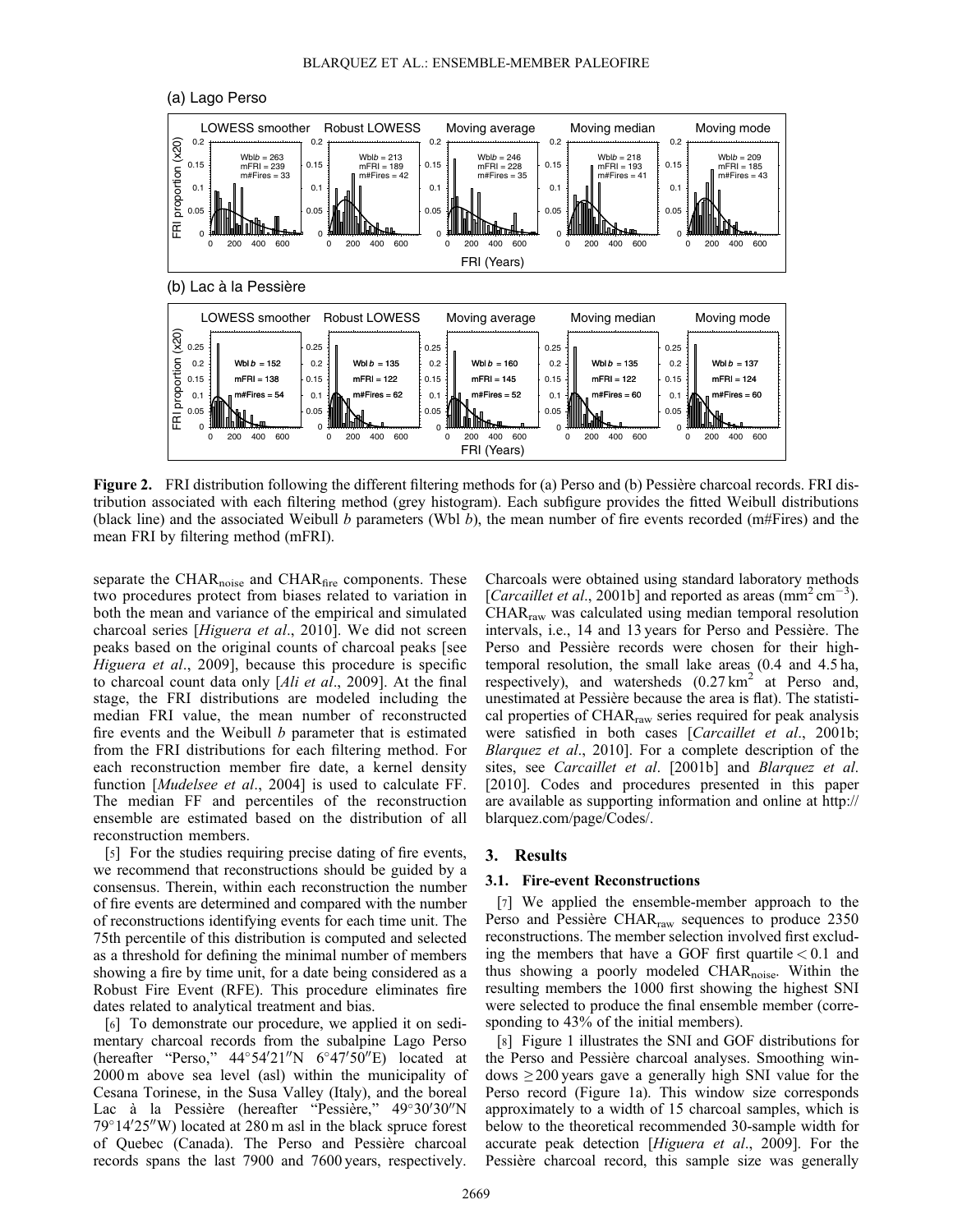**Figure 2.** FRI distribution following the different filtering methods for (a) Perso and (b) Pessière charcoal records. FRI distribution associated with each filtering method (grey histogram). Each subfigure provides the fitted Weibull distributions (black line) and the associated Weibull *b* parameters (Wbl *b*), the mean number of fire events recorded (m#Fires) and the mean FRI by filtering method (mFRI).

separate the $CHAR_{noise}$ and $CHAR_{fire}$ components. These two procedures protect from biases related to variation in both the mean and variance of the empirical and simulated charcoal series [*Higuera et al*., 2010]. We did not screen peaks based on the original counts of charcoal peaks [see *Higuera et al*., 2009], because this procedure is specific to charcoal count data only [*Ali et al*., 2009]. At the final stage, the FRI distributions are modeled including the median FRI value, the mean number of reconstructed fire events and the Weibull *b* parameter that is estimated from the FRI distributions for each filtering method. For each reconstruction member fire date, a kernel density function [*Mudelsee et al*., 2004] is used to calculate FF. The median FF and percentiles of the reconstruction ensemble are estimated based on the distribution of all reconstruction members.

[5] For the studies requiring precise dating of fire events, we recommend that reconstructions should be guided by a consensus. Therein, within each reconstruction the number of fire events are determined and compared with the number of reconstructions identifying events for each time unit. The 75th percentile of this distribution is computed and selected as a threshold for defining the minimal number of members showing a fire by time unit, for a date being considered as a Robust Fire Event (RFE). This procedure eliminates fire dates related to analytical treatment and bias.

[6] To demonstrate our procedure, we applied it on sedimentary charcoal records from the subalpine Lago Perso (hereafter "Perso," 44°54′21″N 6°47′50″E) located at 2000 m above sea level (asl) within the municipality of Cesana Torinese, in the Susa Valley (Italy), and the boreal Lac à la Pessière (hereafter "Pessière," 49°30′30″N 79°14′25″W) located at 280 m asl in the black spruce forest of Quebec (Canada). The Perso and Pessière charcoal records spans the last 7900 and 7600 years, respectively. Charcoals were obtained using standard laboratory methods [*Carcaillet et al*., 2001b] and reported as areas ($mm^2\,cm^{-3}$). $CHAR_{raw}$ was calculated using median temporal resolution intervals, i.e., 14 and 13 years for Perso and Pessière. The Perso and Pessière records were chosen for their high-temporal resolution, the small lake areas (0.4 and 4.5 ha, respectively), and watersheds ($0.27\,km^2$ at Perso and, unestimated at Pessière because the area is flat). The statistical properties of $CHAR_{raw}$ series required for peak analysis were satisfied in both cases [*Carcaillet et al*., 2001b; *Blarquez et al*., 2010]. For a complete description of the sites, see *Carcaillet et al*. [2001b] and *Blarquez et al*. [2010]. Codes and procedures presented in this paper are available as supporting information and online at http://blarquez.com/page/Codes/.

## 3. Results

### 3.1. Fire-event Reconstructions

[7] We applied the ensemble-member approach to the Perso and Pessière $CHAR_{raw}$ sequences to produce 2350 reconstructions. The member selection involved first excluding the members that have a GOF first quartile $< 0.1$ and thus showing a poorly modeled $CHAR_{noise}$. Within the resulting members the 1000 first showing the highest SNI were selected to produce the final ensemble member (corresponding to 43% of the initial members).

[8] Figure 1 illustrates the SNI and GOF distributions for the Perso and Pessière charcoal analyses. Smoothing windows $\geq 200$ years gave a generally high SNI value for the Perso record (Figure 1a). This window size corresponds approximately to a width of 15 charcoal samples, which is below to the theoretical recommended 30-sample width for accurate peak detection [*Higuera et al*., 2009]. For the Pessière charcoal record, this sample size was generally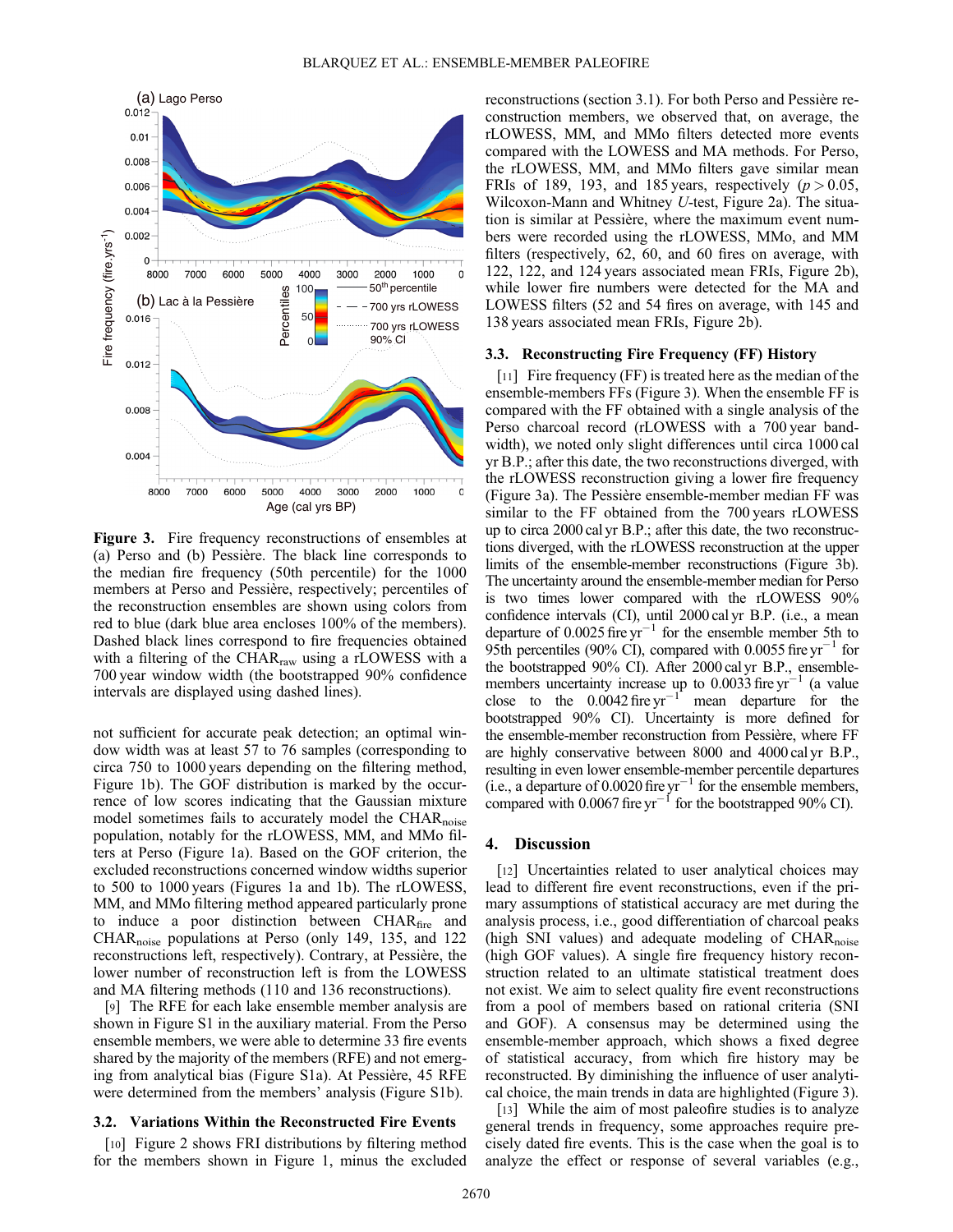Figure 3. Fire frequency reconstructions of ensembles at (a) Perso and (b) Pessière. The black line corresponds to the median fire frequency (50th percentile) for the 1000 members at Perso and Pessière, respectively; percentiles of the reconstruction ensembles are shown using colors from red to blue (dark blue area encloses 100% of the members). Dashed black lines correspond to fire frequencies obtained with a filtering of the $CHAR_{raw}$ using a rLOWESS with a 700 year window width (the bootstrapped 90% confidence intervals are displayed using dashed lines).

not sufficient for accurate peak detection; an optimal window width was at least 57 to 76 samples (corresponding to circa 750 to 1000 years depending on the filtering method, Figure 1b). The GOF distribution is marked by the occurrence of low scores indicating that the Gaussian mixture model sometimes fails to accurately model the $CHAR_{noise}$ population, notably for the rLOWESS, MM, and MMo filters at Perso (Figure 1a). Based on the GOF criterion, the excluded reconstructions concerned window widths superior to 500 to 1000 years (Figures 1a and 1b). The rLOWESS, MM, and MMo filtering method appeared particularly prone to induce a poor distinction between $CHAR_{fire}$ and $CHAR_{noise}$ populations at Perso (only 149, 135, and 122 reconstructions left, respectively). Contrary, at Pessière, the lower number of reconstruction left is from the LOWESS and MA filtering methods (110 and 136 reconstructions).

[9] The RFE for each lake ensemble member analysis are shown in Figure S1 in the auxiliary material. From the Perso ensemble members, we were able to determine 33 fire events shared by the majority of the members (RFE) and not emerging from analytical bias (Figure S1a). At Pessière, 45 RFE were determined from the members' analysis (Figure S1b).

### 3.2. Variations Within the Reconstructed Fire Events

[10] Figure 2 shows FRI distributions by filtering method for the members shown in Figure 1, minus the excluded reconstructions (section 3.1). For both Perso and Pessière reconstruction members, we observed that, on average, the rLOWESS, MM, and MMo filters detected more events compared with the LOWESS and MA methods. For Perso, the rLOWESS, MM, and MMo filters gave similar mean FRIs of 189, 193, and 185 years, respectively ($p > 0.05$, Wilcoxon-Mann and Whitney $U$-test, Figure 2a). The situation is similar at Pessière, where the maximum event numbers were recorded using the rLOWESS, MMo, and MM filters (respectively, 62, 60, and 60 fires on average, with 122, 122, and 124 years associated mean FRIs, Figure 2b), while lower fire numbers were detected for the MA and LOWESS filters (52 and 54 fires on average, with 145 and 138 years associated mean FRIs, Figure 2b).

### 3.3. Reconstructing Fire Frequency (FF) History

[11] Fire frequency (FF) is treated here as the median of the ensemble-members FFs (Figure 3). When the ensemble FF is compared with the FF obtained with a single analysis of the Perso charcoal record (rLOWESS with a 700 year bandwidth), we noted only slight differences until circa 1000 cal yr B.P.; after this date, the two reconstructions diverged, with the rLOWESS reconstruction giving a lower fire frequency (Figure 3a). The Pessière ensemble-member median FF was similar to the FF obtained from the 700 years rLOWESS up to circa 2000 cal yr B.P.; after this date, the two reconstructions diverged, with the rLOWESS reconstruction at the upper limits of the ensemble-member reconstructions (Figure 3b). The uncertainty around the ensemble-member median for Perso is two times lower compared with the rLOWESS 90% confidence intervals (CI), until 2000 cal yr B.P. (i.e., a mean departure of 0.0025 fire $yr^{-1}$ for the ensemble member 5th to 95th percentiles (90% CI), compared with 0.0055 fire $yr^{-1}$ for the bootstrapped 90% CI). After 2000 cal yr B.P., ensemble-members uncertainty increase up to 0.0033 fire $yr^{-1}$ (a value close to the 0.0042 fire $yr^{-1}$ mean departure for the bootstrapped 90% CI). Uncertainty is more defined for the ensemble-member reconstruction from Pessière, where FF are highly conservative between 8000 and 4000 cal yr B.P., resulting in even lower ensemble-member percentile departures (i.e., a departure of 0.0020 fire $yr^{-1}$ for the ensemble members, compared with 0.0067 fire $yr^{-1}$ for the bootstrapped 90% CI).

## 4. Discussion

[12] Uncertainties related to user analytical choices may lead to different fire event reconstructions, even if the primary assumptions of statistical accuracy are met during the analysis process, i.e., good differentiation of charcoal peaks (high SNI values) and adequate modeling of $CHAR_{noise}$ (high GOF values). A single fire frequency history reconstruction related to an ultimate statistical treatment does not exist. We aim to select quality fire event reconstructions from a pool of members based on rational criteria (SNI and GOF). A consensus may be determined using the ensemble-member approach, which shows a fixed degree of statistical accuracy, from which fire history may be reconstructed. By diminishing the influence of user analytical choice, the main trends in data are highlighted (Figure 3).

[13] While the aim of most paleofire studies is to analyze general trends in frequency, some approaches require precisely dated fire events. This is the case when the goal is to analyze the effect or response of several variables (e.g.,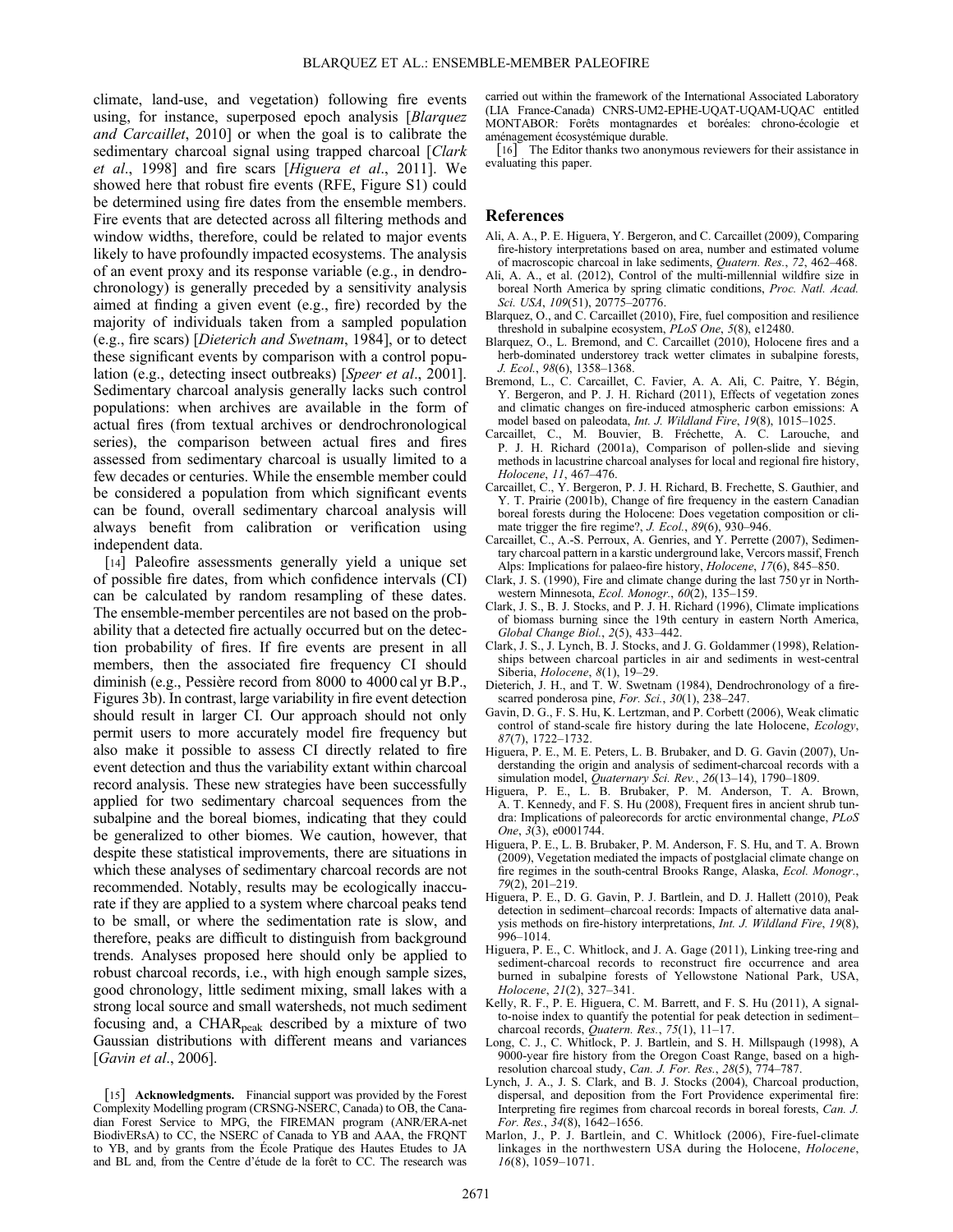climate, land-use, and vegetation) following fire events using, for instance, superposed epoch analysis [*Blarquez and Carcaillet*, 2010] or when the goal is to calibrate the sedimentary charcoal signal using trapped charcoal [*Clark et al*., 1998] and fire scars [*Higuera et al*., 2011]. We showed here that robust fire events (RFE, Figure S1) could be determined using fire dates from the ensemble members. Fire events that are detected across all filtering methods and window widths, therefore, could be related to major events likely to have profoundly impacted ecosystems. The analysis of an event proxy and its response variable (e.g., in dendrochronology) is generally preceded by a sensitivity analysis aimed at finding a given event (e.g., fire) recorded by the majority of individuals taken from a sampled population (e.g., fire scars) [*Dieterich and Swetnam*, 1984], or to detect these significant events by comparison with a control population (e.g., detecting insect outbreaks) [*Speer et al*., 2001]. Sedimentary charcoal analysis generally lacks such control populations: when archives are available in the form of actual fires (from textual archives or dendrochronological series), the comparison between actual fires and fires assessed from sedimentary charcoal is usually limited to a few decades or centuries. While the ensemble member could be considered a population from which significant events can be found, overall sedimentary charcoal analysis will always benefit from calibration or verification using independent data.

[14] Paleofire assessments generally yield a unique set of possible fire dates, from which confidence intervals (CI) can be calculated by random resampling of these dates. The ensemble-member percentiles are not based on the probability that a detected fire actually occurred but on the detection probability of fires. If fire events are present in all members, then the associated fire frequency CI should diminish (e.g., Pessière record from 8000 to 4000 cal yr B.P., Figures 3b). In contrast, large variability in fire event detection should result in larger CI. Our approach should not only permit users to more accurately model fire frequency but also make it possible to assess CI directly related to fire event detection and thus the variability extant within charcoal record analysis. These new strategies have been successfully applied for two sedimentary charcoal sequences from the subalpine and the boreal biomes, indicating that they could be generalized to other biomes. We caution, however, that despite these statistical improvements, there are situations in which these analyses of sedimentary charcoal records are not recommended. Notably, results may be ecologically inaccurate if they are applied to a system where charcoal peaks tend to be small, or where the sedimentation rate is slow, and therefore, peaks are difficult to distinguish from background trends. Analyses proposed here should only be applied to robust charcoal records, i.e., with high enough sample sizes, good chronology, little sediment mixing, small lakes with a strong local source and small watersheds, not much sediment focusing and, a $CHAR_{peak}$ described by a mixture of two Gaussian distributions with different means and variances [*Gavin et al*., 2006].

[15] **Acknowledgments.** Financial support was provided by the Forest Complexity Modelling program (CRSNG-NSERC, Canada) to OB, the Canadian Forest Service to MPG, the FIREMAN program (ANR/ERA-net BiodivERsA) to CC, the NSERC of Canada to YB and AAA, the FRQNT to YB, and by grants from the École Pratique des Hautes Etudes to JA and BL and, from the Centre d'étude de la forêt to CC. The research was carried out within the framework of the International Associated Laboratory (LIA France-Canada) CNRS-UM2-EPHE-UQAT-UQAM-UQAC entitled MONTABOR: Forêts montagnardes et boréales: chrono-écologie et aménagement écosystémique durable.

[16] The Editor thanks two anonymous reviewers for their assistance in evaluating this paper.

## References

Ali, A. A., P. E. Higuera, Y. Bergeron, and C. Carcaillet (2009), Comparing fire-history interpretations based on area, number and estimated volume of macroscopic charcoal in lake sediments, *Quatern. Res.*, *72*, 462–468.

Ali, A. A., et al. (2012), Control of the multi-millennial wildfire size in boreal North America by spring climatic conditions, *Proc. Natl. Acad. Sci. USA*, *109*(51), 20775–20776.

Blarquez, O., and C. Carcaillet (2010), Fire, fuel composition and resilience threshold in subalpine ecosystem, *PLoS One*, *5*(8), e12480.

Blarquez, O., L. Bremond, and C. Carcaillet (2010), Holocene fires and a herb-dominated understorey track wetter climates in subalpine forests, *J. Ecol.*, *98*(6), 1358–1368.

Bremond, L., C. Carcaillet, C. Favier, A. A. Ali, C. Paitre, Y. Bégin, Y. Bergeron, and P. J. H. Richard (2011), Effects of vegetation zones and climatic changes on fire-induced atmospheric carbon emissions: A model based on paleodata, *Int. J. Wildland Fire*, *19*(8), 1015–1025.

Carcaillet, C., M. Bouvier, B. Fréchette, A. C. Larouche, and P. J. H. Richard (2001a), Comparison of pollen-slide and sieving methods in lacustrine charcoal analyses for local and regional fire history, *Holocene*, *11*, 467–476.

Carcaillet, C., Y. Bergeron, P. J. H. Richard, B. Frechette, S. Gauthier, and Y. T. Prairie (2001b), Change of fire frequency in the eastern Canadian boreal forests during the Holocene: Does vegetation composition or climate trigger the fire regime?, *J. Ecol.*, *89*(6), 930–946.

Carcaillet, C., A.-S. Perroux, A. Genries, and Y. Perrette (2007), Sedimentary charcoal pattern in a karstic underground lake, Vercors massif, French Alps: Implications for palaeo-fire history, *Holocene*, *17*(6), 845–850.

Clark, J. S. (1990), Fire and climate change during the last 750 yr in Northwestern Minnesota, *Ecol. Monogr.*, *60*(2), 135–159.

Clark, J. S., B. J. Stocks, and P. J. H. Richard (1996), Climate implications of biomass burning since the 19th century in eastern North America, *Global Change Biol.*, *2*(5), 433–442.

Clark, J. S., J. Lynch, B. J. Stocks, and J. G. Goldammer (1998), Relationships between charcoal particles in air and sediments in west-central Siberia, *Holocene*, *8*(1), 19–29.

Dieterich, J. H., and T. W. Swetnam (1984), Dendrochronology of a fire-scarred ponderosa pine, *For. Sci.*, *30*(1), 238–247.

Gavin, D. G., F. S. Hu, K. Lertzman, and P. Corbett (2006), Weak climatic control of stand-scale fire history during the late Holocene, *Ecology*, *87*(7), 1722–1732.

Higuera, P. E., M. E. Peters, L. B. Brubaker, and D. G. Gavin (2007), Understanding the origin and analysis of sediment-charcoal records with a simulation model, *Quaternary Sci. Rev.*, *26*(13–14), 1790–1809.

Higuera, P. E., L. B. Brubaker, P. M. Anderson, T. A. Brown, A. T. Kennedy, and F. S. Hu (2008), Frequent fires in ancient shrub tundra: Implications of paleorecords for arctic environmental change, *PLoS One*, *3*(3), e0001744.

Higuera, P. E., L. B. Brubaker, P. M. Anderson, F. S. Hu, and T. A. Brown (2009), Vegetation mediated the impacts of postglacial climate change on fire regimes in the south-central Brooks Range, Alaska, *Ecol. Monogr.*, *79*(2), 201–219.

Higuera, P. E., D. G. Gavin, P. J. Bartlein, and D. J. Hallett (2010), Peak detection in sediment–charcoal records: Impacts of alternative data analysis methods on fire-history interpretations, *Int. J. Wildland Fire*, *19*(8), 996–1014.

Higuera, P. E., C. Whitlock, and J. A. Gage (2011), Linking tree-ring and sediment-charcoal records to reconstruct fire occurrence and area burned in subalpine forests of Yellowstone National Park, USA, *Holocene*, *21*(2), 327–341.

Kelly, R. F., P. E. Higuera, C. M. Barrett, and F. S. Hu (2011), A signal-to-noise index to quantify the potential for peak detection in sediment–charcoal records, *Quatern. Res.*, *75*(1), 11–17.

Long, C. J., C. Whitlock, P. J. Bartlein, and S. H. Millspaugh (1998), A 9000-year fire history from the Oregon Coast Range, based on a high-resolution charcoal study, *Can. J. For. Res.*, *28*(5), 774–787.

Lynch, J. A., J. S. Clark, and B. J. Stocks (2004), Charcoal production, dispersal, and deposition from the Fort Providence experimental fire: Interpreting fire regimes from charcoal records in boreal forests, *Can. J. For. Res.*, *34*(8), 1642–1656.

Marlon, J., P. J. Bartlein, and C. Whitlock (2006), Fire-fuel-climate linkages in the northwestern USA during the Holocene, *Holocene*, *16*(8), 1059–1071.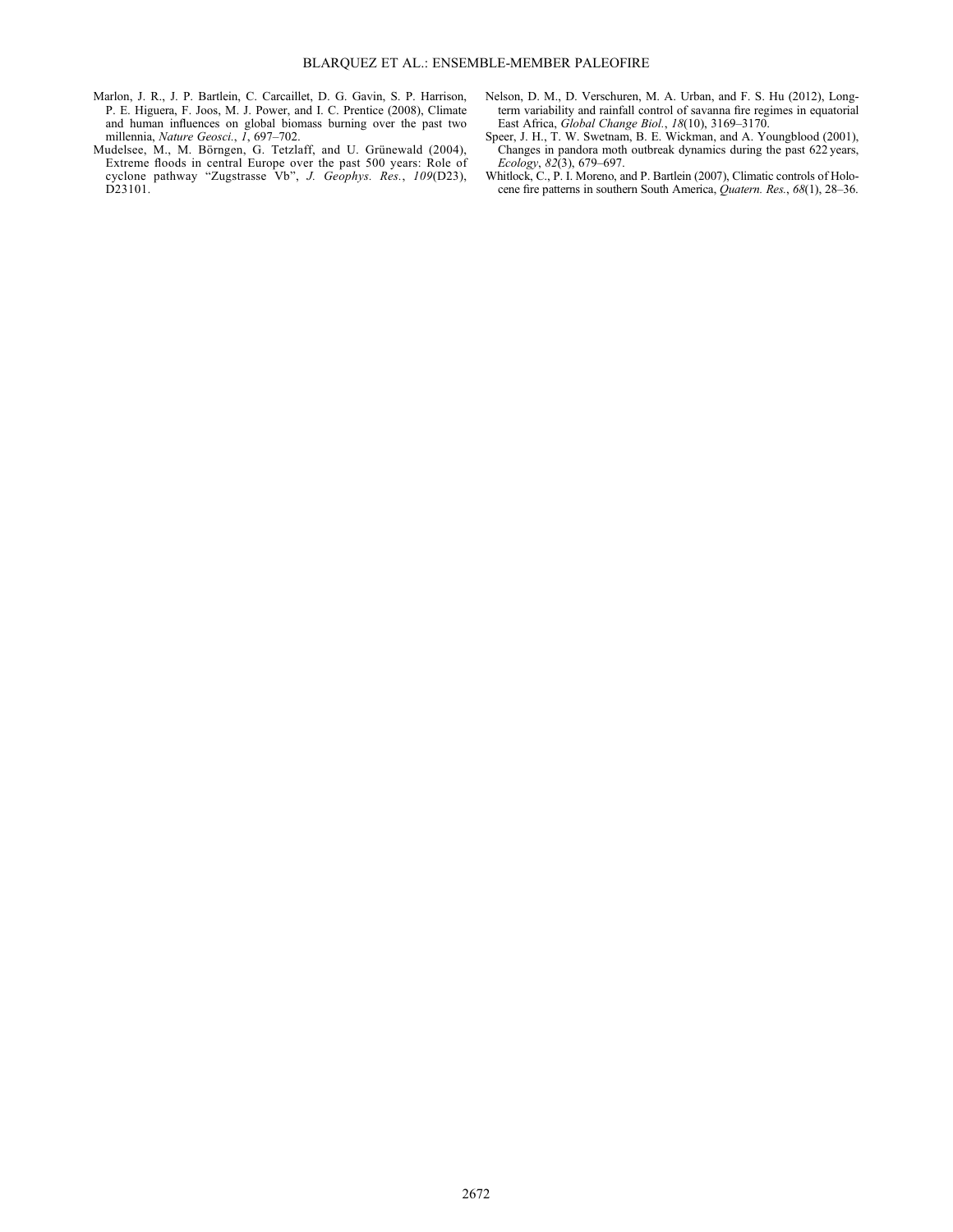Marlon, J. R., J. P. Bartlein, C. Carcaillet, D. G. Gavin, S. P. Harrison, P. E. Higuera, F. Joos, M. J. Power, and I. C. Prentice (2008), Climate and human influences on global biomass burning over the past two millennia, *Nature Geosci.*, *1*, 697–702.

Mudelsee, M., M. Börngen, G. Tetzlaff, and U. Grünewald (2004), Extreme floods in central Europe over the past 500 years: Role of cyclone pathway "Zugstrasse Vb", *J. Geophys. Res.*, *109*(D23), D23101.

Nelson, D. M., D. Verschuren, M. A. Urban, and F. S. Hu (2012), Long-term variability and rainfall control of savanna fire regimes in equatorial East Africa, *Global Change Biol.*, *18*(10), 3169–3170.

Speer, J. H., T. W. Swetnam, B. E. Wickman, and A. Youngblood (2001), Changes in pandora moth outbreak dynamics during the past 622 years, *Ecology*, *82*(3), 679–697.

Whitlock, C., P. I. Moreno, and P. Bartlein (2007), Climatic controls of Holocene fire patterns in southern South America, *Quatern. Res.*, *68*(1), 28–36.